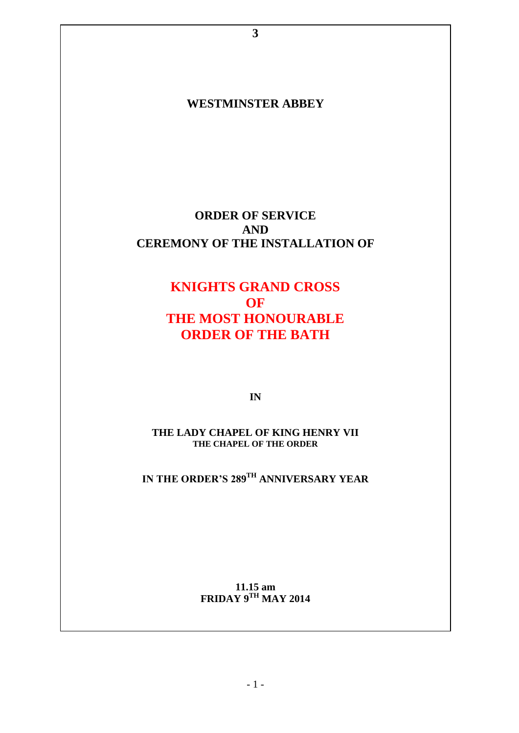# WESTMINSTER ABBEY

## ORDER OF SERVICE
## AND
## CEREMONY OF THE INSTALLATION OF

# KNIGHTS GRAND CROSS
# OF
# THE MOST HONOURABLE
# ORDER OF THE BATH

**IN**

**THE LADY CHAPEL OF KING HENRY VII**
**THE CHAPEL OF THE ORDER**

**IN THE ORDER'S 289TH ANNIVERSARY YEAR**

**11.15 am**
**FRIDAY 9TH MAY 2014**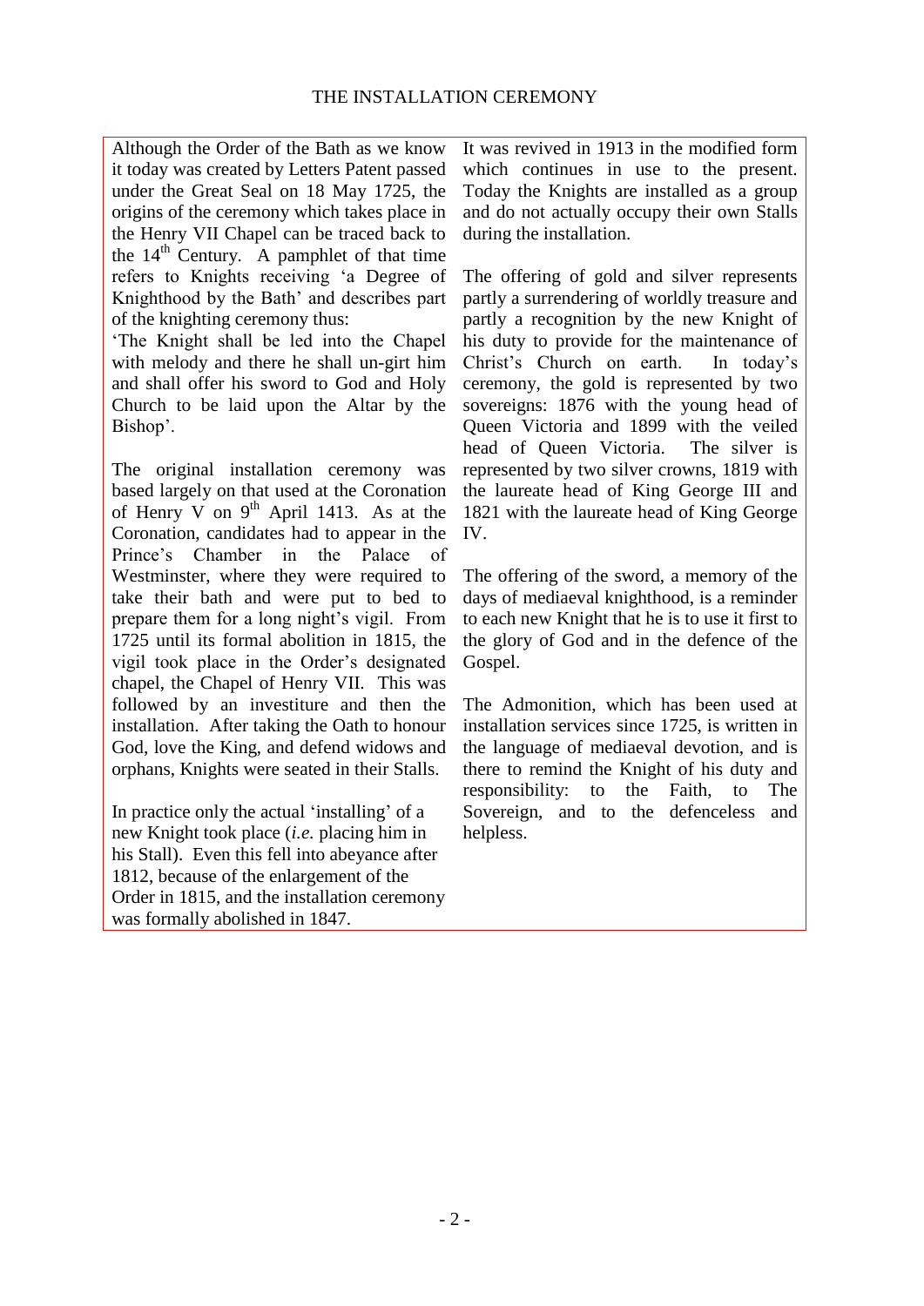## THE INSTALLATION CEREMONY

Although the Order of the Bath as we know it today was created by Letters Patent passed under the Great Seal on 18 May 1725, the origins of the ceremony which takes place in the Henry VII Chapel can be traced back to the 14th Century. A pamphlet of that time refers to Knights receiving 'a Degree of Knighthood by the Bath' and describes part of the knighting ceremony thus:

'The Knight shall be led into the Chapel with melody and there he shall un-girt him and shall offer his sword to God and Holy Church to be laid upon the Altar by the Bishop'.

The original installation ceremony was based largely on that used at the Coronation of Henry V on 9th April 1413. As at the Coronation, candidates had to appear in the Prince's Chamber in the Palace of Westminster, where they were required to take their bath and were put to bed to prepare them for a long night's vigil. From 1725 until its formal abolition in 1815, the vigil took place in the Order's designated chapel, the Chapel of Henry VII. This was followed by an investiture and then the installation. After taking the Oath to honour God, love the King, and defend widows and orphans, Knights were seated in their Stalls.

In practice only the actual 'installing' of a new Knight took place (*i.e.* placing him in his Stall). Even this fell into abeyance after 1812, because of the enlargement of the Order in 1815, and the installation ceremony was formally abolished in 1847.

It was revived in 1913 in the modified form which continues in use to the present. Today the Knights are installed as a group and do not actually occupy their own Stalls during the installation.

The offering of gold and silver represents partly a surrendering of worldly treasure and partly a recognition by the new Knight of his duty to provide for the maintenance of Christ's Church on earth. In today's ceremony, the gold is represented by two sovereigns: 1876 with the young head of Queen Victoria and 1899 with the veiled head of Queen Victoria. The silver is represented by two silver crowns, 1819 with the laureate head of King George III and 1821 with the laureate head of King George IV.

The offering of the sword, a memory of the days of mediaeval knighthood, is a reminder to each new Knight that he is to use it first to the glory of God and in the defence of the Gospel.

The Admonition, which has been used at installation services since 1725, is written in the language of mediaeval devotion, and is there to remind the Knight of his duty and responsibility: to the Faith, to The Sovereign, and to the defenceless and helpless.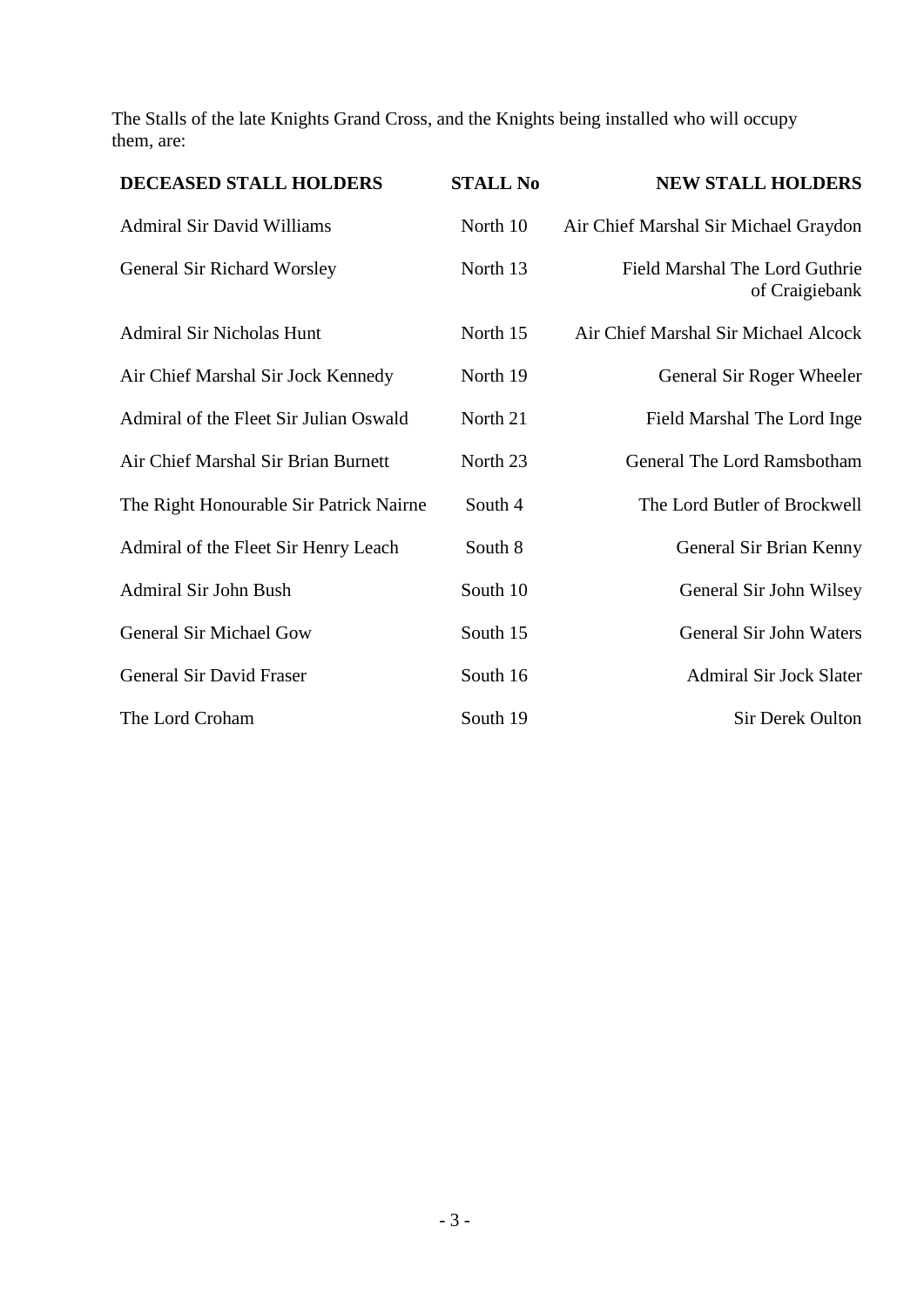The Stalls of the late Knights Grand Cross, and the Knights being installed who will occupy them, are:

| DECEASED STALL HOLDERS | STALL No | NEW STALL HOLDERS |
|---|---|---|
| Admiral Sir David Williams | North 10 | Air Chief Marshal Sir Michael Graydon |
| General Sir Richard Worsley | North 13 | Field Marshal The Lord Guthrie of Craigiebank |
| Admiral Sir Nicholas Hunt | North 15 | Air Chief Marshal Sir Michael Alcock |
| Air Chief Marshal Sir Jock Kennedy | North 19 | General Sir Roger Wheeler |
| Admiral of the Fleet Sir Julian Oswald | North 21 | Field Marshal The Lord Inge |
| Air Chief Marshal Sir Brian Burnett | North 23 | General The Lord Ramsbotham |
| The Right Honourable Sir Patrick Nairne | South 4 | The Lord Butler of Brockwell |
| Admiral of the Fleet Sir Henry Leach | South 8 | General Sir Brian Kenny |
| Admiral Sir John Bush | South 10 | General Sir John Wilsey |
| General Sir Michael Gow | South 15 | General Sir John Waters |
| General Sir David Fraser | South 16 | Admiral Sir Jock Slater |
| The Lord Croham | South 19 | Sir Derek Oulton |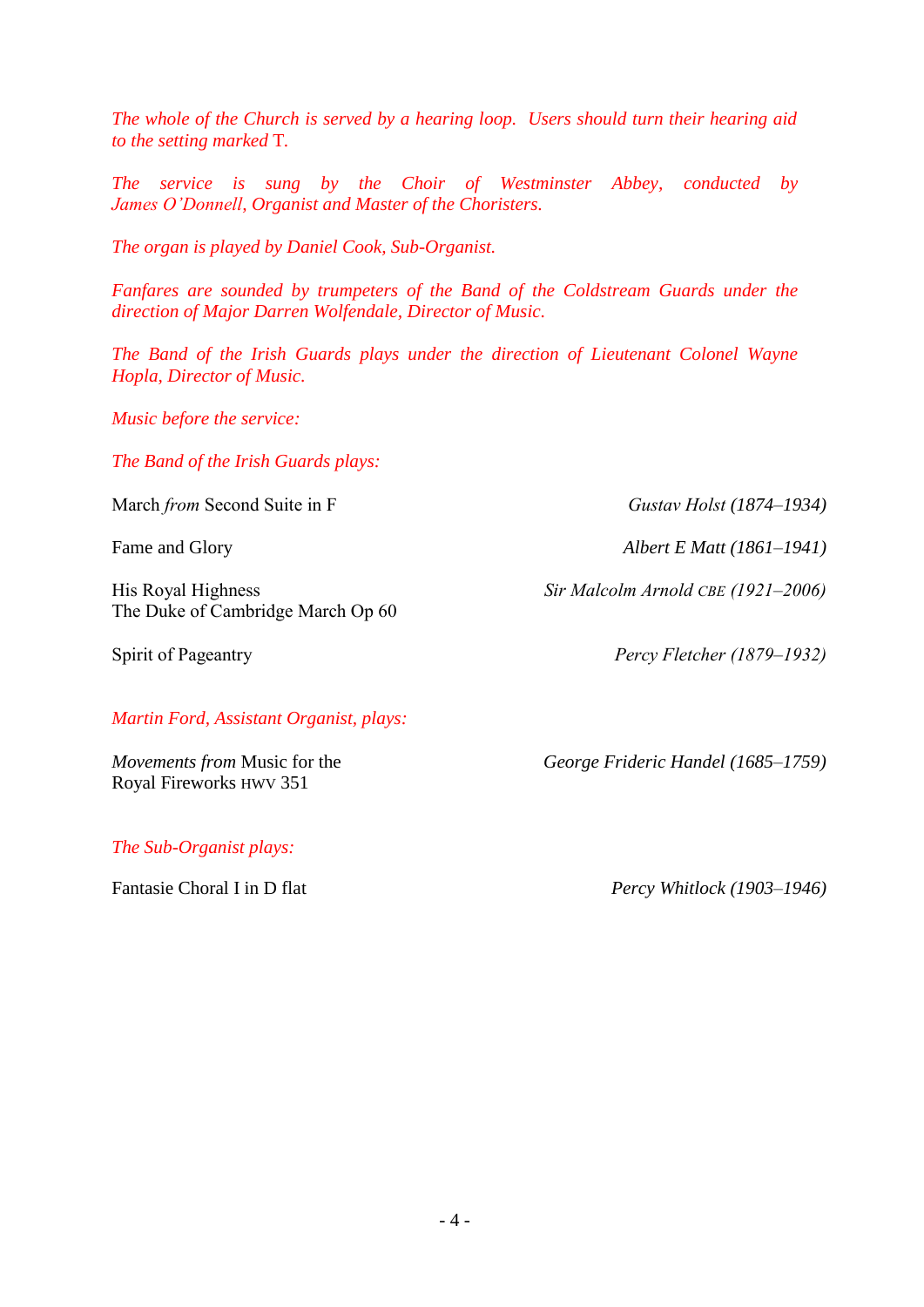*The whole of the Church is served by a hearing loop. Users should turn their hearing aid to the setting marked* T.

*The service is sung by the Choir of Westminster Abbey, conducted by James O'Donnell, Organist and Master of the Choristers.*

*The organ is played by Daniel Cook, Sub-Organist.*

*Fanfares are sounded by trumpeters of the Band of the Coldstream Guards under the direction of Major Darren Wolfendale, Director of Music.*

*The Band of the Irish Guards plays under the direction of Lieutenant Colonel Wayne Hopla, Director of Music.*

*Music before the service:*

*The Band of the Irish Guards plays:*

March *from* Second Suite in F — *Gustav Holst (1874–1934)*

Fame and Glory — *Albert E Matt (1861–1941)*

His Royal Highness The Duke of Cambridge March Op 60 — *Sir Malcolm Arnold* CBE *(1921–2006)*

Spirit of Pageantry — *Percy Fletcher (1879–1932)*

*Martin Ford, Assistant Organist, plays:*

*Movements from* Music for the Royal Fireworks HWV 351 — *George Frideric Handel (1685–1759)*

*The Sub-Organist plays:*

Fantasie Choral I in D flat — *Percy Whitlock (1903–1946)*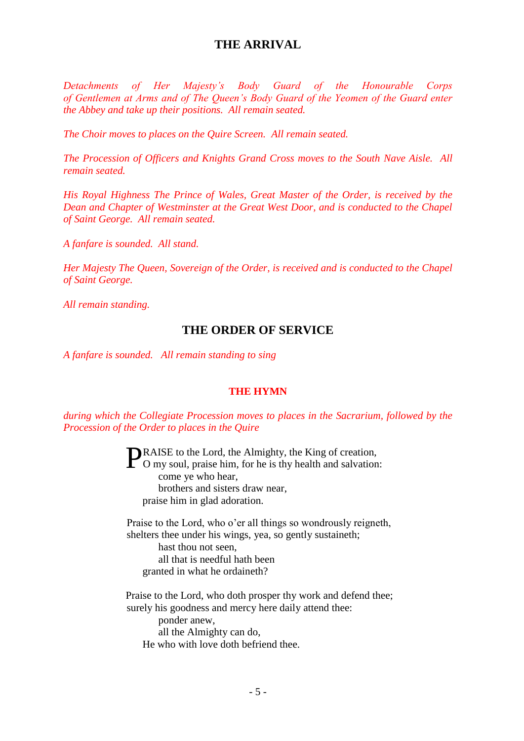## THE ARRIVAL

*Detachments of Her Majesty's Body Guard of the Honourable Corps of Gentlemen at Arms and of The Queen's Body Guard of the Yeomen of the Guard enter the Abbey and take up their positions. All remain seated.*

*The Choir moves to places on the Quire Screen. All remain seated.*

*The Procession of Officers and Knights Grand Cross moves to the South Nave Aisle. All remain seated.*

*His Royal Highness The Prince of Wales, Great Master of the Order, is received by the Dean and Chapter of Westminster at the Great West Door, and is conducted to the Chapel of Saint George. All remain seated.*

*A fanfare is sounded. All stand.*

*Her Majesty The Queen, Sovereign of the Order, is received and is conducted to the Chapel of Saint George.*

*All remain standing.*

## THE ORDER OF SERVICE

*A fanfare is sounded. All remain standing to sing*

### THE HYMN

*during which the Collegiate Procession moves to places in the Sacrarium, followed by the Procession of the Order to places in the Quire*

PRAISE to the Lord, the Almighty, the King of creation,  
O my soul, praise him, for he is thy health and salvation:  
come ye who hear,  
brothers and sisters draw near,  
praise him in glad adoration.

Praise to the Lord, who o'er all things so wondrously reigneth,  
shelters thee under his wings, yea, so gently sustaineth;  
hast thou not seen,  
all that is needful hath been  
granted in what he ordaineth?

Praise to the Lord, who doth prosper thy work and defend thee;  
surely his goodness and mercy here daily attend thee:  
ponder anew,  
all the Almighty can do,  
He who with love doth befriend thee.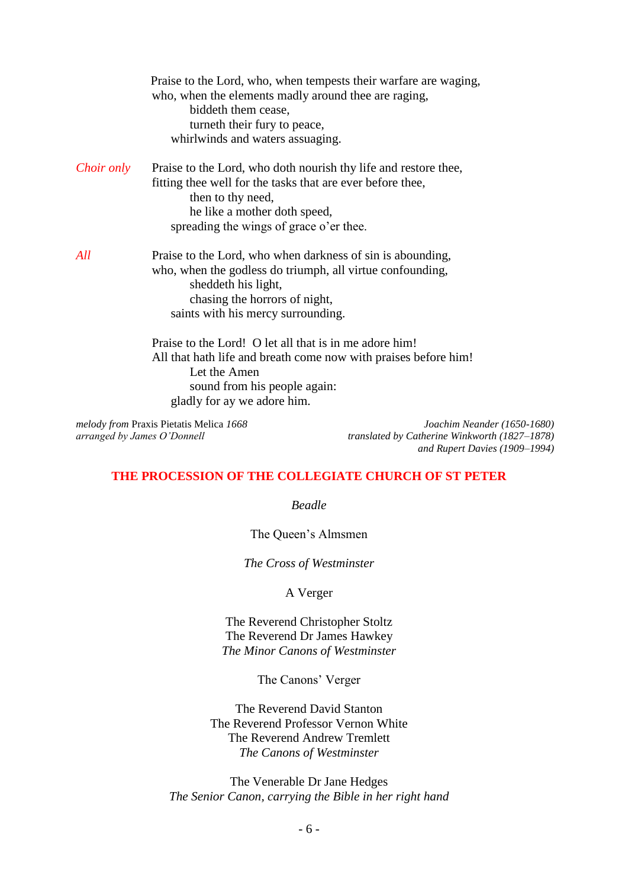Praise to the Lord, who, when tempests their warfare are waging,
who, when the elements madly around thee are raging,
biddeth them cease,
turneth their fury to peace,
whirlwinds and waters assuaging.

*Choir only* Praise to the Lord, who doth nourish thy life and restore thee,
fitting thee well for the tasks that are ever before thee,
then to thy need,
he like a mother doth speed,
spreading the wings of grace o'er thee.

*All* Praise to the Lord, who when darkness of sin is abounding,
who, when the godless do triumph, all virtue confounding,
sheddeth his light,
chasing the horrors of night,
saints with his mercy surrounding.

Praise to the Lord! O let all that is in me adore him!
All that hath life and breath come now with praises before him!
Let the Amen
sound from his people again:
gladly for ay we adore him.

*melody from* Praxis Pietatis Melica *1668*
*arranged by James O'Donnell*

*Joachim Neander (1650-1680)*
*translated by Catherine Winkworth (1827–1878)*
*and Rupert Davies (1909–1994)*

## THE PROCESSION OF THE COLLEGIATE CHURCH OF ST PETER

*Beadle*

The Queen's Almsmen

*The Cross of Westminster*

A Verger

The Reverend Christopher Stoltz
The Reverend Dr James Hawkey
*The Minor Canons of Westminster*

The Canons' Verger

The Reverend David Stanton
The Reverend Professor Vernon White
The Reverend Andrew Tremlett
*The Canons of Westminster*

The Venerable Dr Jane Hedges
*The Senior Canon, carrying the Bible in her right hand*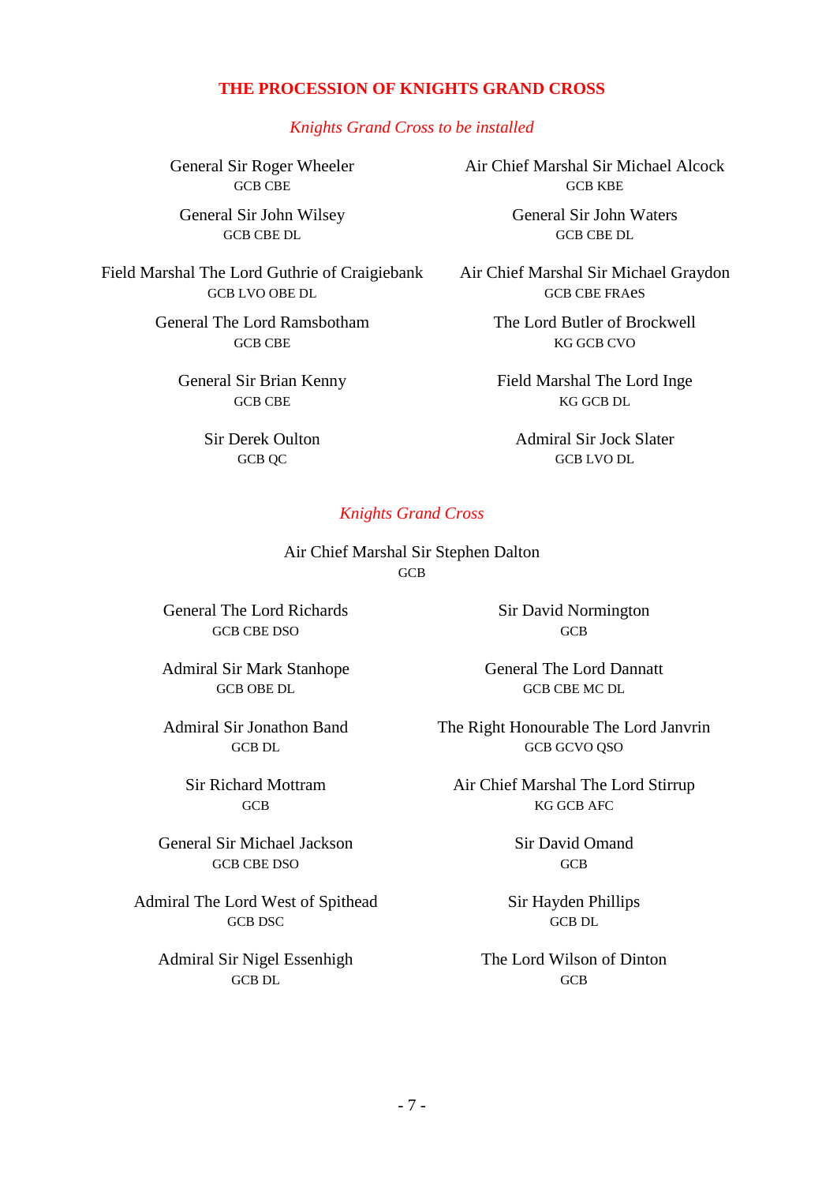## THE PROCESSION OF KNIGHTS GRAND CROSS

*Knights Grand Cross to be installed*

General Sir Roger Wheeler
GCB CBE

Air Chief Marshal Sir Michael Alcock
GCB KBE

General Sir John Wilsey
GCB CBE DL

General Sir John Waters
GCB CBE DL

Field Marshal The Lord Guthrie of Craigiebank
GCB LVO OBE DL

Air Chief Marshal Sir Michael Graydon
GCB CBE FRAes

General The Lord Ramsbotham
GCB CBE

The Lord Butler of Brockwell
KG GCB CVO

General Sir Brian Kenny
GCB CBE

Field Marshal The Lord Inge
KG GCB DL

Sir Derek Oulton
GCB QC

Admiral Sir Jock Slater
GCB LVO DL

*Knights Grand Cross*

Air Chief Marshal Sir Stephen Dalton
GCB

General The Lord Richards
GCB CBE DSO

Sir David Normington
GCB

Admiral Sir Mark Stanhope
GCB OBE DL

General The Lord Dannatt
GCB CBE MC DL

Admiral Sir Jonathon Band
GCB DL

The Right Honourable The Lord Janvrin
GCB GCVO QSO

Sir Richard Mottram
GCB

Air Chief Marshal The Lord Stirrup
KG GCB AFC

General Sir Michael Jackson
GCB CBE DSO

Sir David Omand
GCB

Admiral The Lord West of Spithead
GCB DSC

Sir Hayden Phillips
GCB DL

Admiral Sir Nigel Essenhigh
GCB DL

The Lord Wilson of Dinton
GCB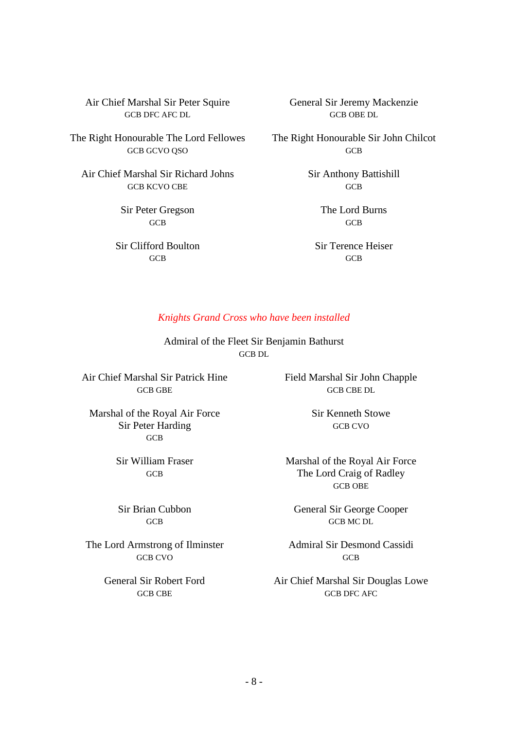Air Chief Marshal Sir Peter Squire
GCB DFC AFC DL

General Sir Jeremy Mackenzie
GCB OBE DL

The Right Honourable The Lord Fellowes
GCB GCVO QSO

The Right Honourable Sir John Chilcot
GCB

Air Chief Marshal Sir Richard Johns
GCB KCVO CBE

Sir Anthony Battishill
GCB

Sir Peter Gregson
GCB

The Lord Burns
GCB

Sir Clifford Boulton
GCB

Sir Terence Heiser
GCB

*Knights Grand Cross who have been installed*

Admiral of the Fleet Sir Benjamin Bathurst
GCB DL

Air Chief Marshal Sir Patrick Hine
GCB GBE

Field Marshal Sir John Chapple
GCB CBE DL

Marshal of the Royal Air Force
Sir Peter Harding
GCB

Sir Kenneth Stowe
GCB CVO

Sir William Fraser
GCB

Marshal of the Royal Air Force
The Lord Craig of Radley
GCB OBE

Sir Brian Cubbon
GCB

General Sir George Cooper
GCB MC DL

The Lord Armstrong of Ilminster
GCB CVO

Admiral Sir Desmond Cassidi
GCB

General Sir Robert Ford
GCB CBE

Air Chief Marshal Sir Douglas Lowe
GCB DFC AFC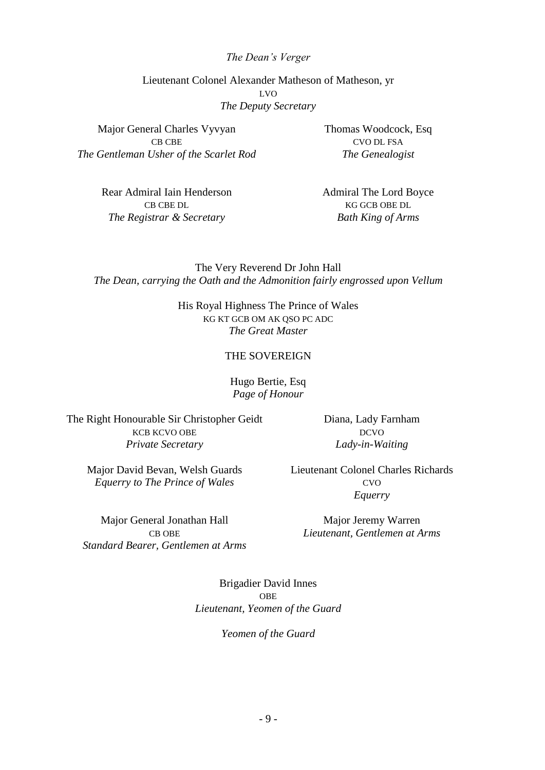*The Dean's Verger*

Lieutenant Colonel Alexander Matheson of Matheson, yr
LVO
*The Deputy Secretary*

Major General Charles Vyvyan
CB CBE
*The Gentleman Usher of the Scarlet Rod*

Thomas Woodcock, Esq
CVO DL FSA
*The Genealogist*

Rear Admiral Iain Henderson
CB CBE DL
*The Registrar & Secretary*

Admiral The Lord Boyce
KG GCB OBE DL
*Bath King of Arms*

The Very Reverend Dr John Hall
*The Dean, carrying the Oath and the Admonition fairly engrossed upon Vellum*

His Royal Highness The Prince of Wales
KG KT GCB OM AK QSO PC ADC
*The Great Master*

THE SOVEREIGN

Hugo Bertie, Esq
*Page of Honour*

The Right Honourable Sir Christopher Geidt
KCB KCVO OBE
*Private Secretary*

Diana, Lady Farnham
DCVO
*Lady-in-Waiting*

Major David Bevan, Welsh Guards
*Equerry to The Prince of Wales*

Lieutenant Colonel Charles Richards
CVO
*Equerry*

Major General Jonathan Hall
CB OBE
*Standard Bearer, Gentlemen at Arms*

Major Jeremy Warren
*Lieutenant, Gentlemen at Arms*

Brigadier David Innes
OBE
*Lieutenant, Yeomen of the Guard*

*Yeomen of the Guard*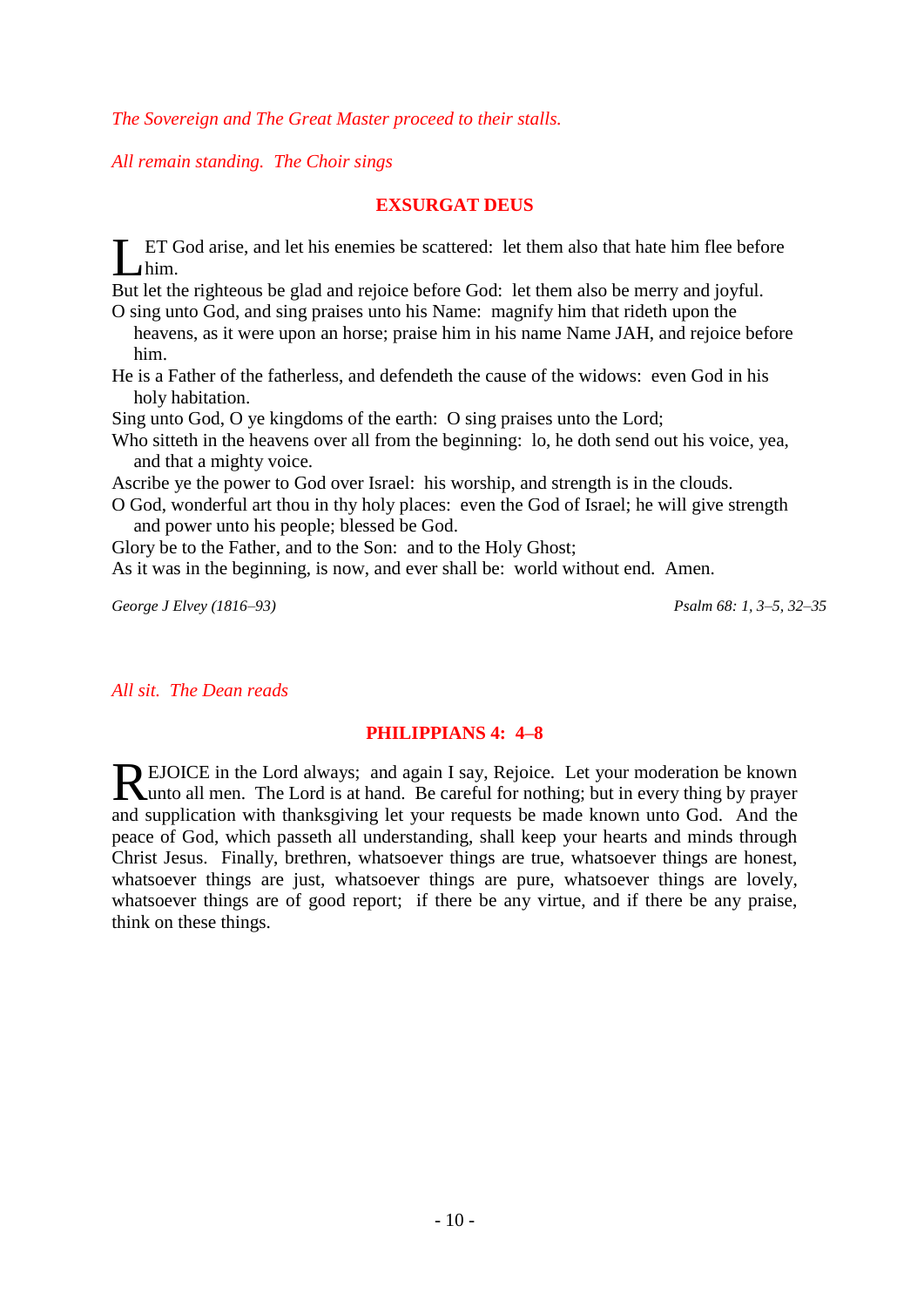*The Sovereign and The Great Master proceed to their stalls.*

*All remain standing. The Choir sings*

## EXSURGAT DEUS

LET God arise, and let his enemies be scattered: let them also that hate him flee before him.
But let the righteous be glad and rejoice before God: let them also be merry and joyful.
O sing unto God, and sing praises unto his Name: magnify him that rideth upon the heavens, as it were upon an horse; praise him in his name Name JAH, and rejoice before him.
He is a Father of the fatherless, and defendeth the cause of the widows: even God in his holy habitation.
Sing unto God, O ye kingdoms of the earth: O sing praises unto the Lord;
Who sitteth in the heavens over all from the beginning: lo, he doth send out his voice, yea, and that a mighty voice.
Ascribe ye the power to God over Israel: his worship, and strength is in the clouds.
O God, wonderful art thou in thy holy places: even the God of Israel; he will give strength and power unto his people; blessed be God.
Glory be to the Father, and to the Son: and to the Holy Ghost;
As it was in the beginning, is now, and ever shall be: world without end. Amen.

*George J Elvey (1816–93)* — *Psalm 68: 1, 3–5, 32–35*

*All sit. The Dean reads*

## PHILIPPIANS 4: 4–8

REJOICE in the Lord always; and again I say, Rejoice. Let your moderation be known unto all men. The Lord is at hand. Be careful for nothing; but in every thing by prayer and supplication with thanksgiving let your requests be made known unto God. And the peace of God, which passeth all understanding, shall keep your hearts and minds through Christ Jesus. Finally, brethren, whatsoever things are true, whatsoever things are honest, whatsoever things are just, whatsoever things are pure, whatsoever things are lovely, whatsoever things are of good report; if there be any virtue, and if there be any praise, think on these things.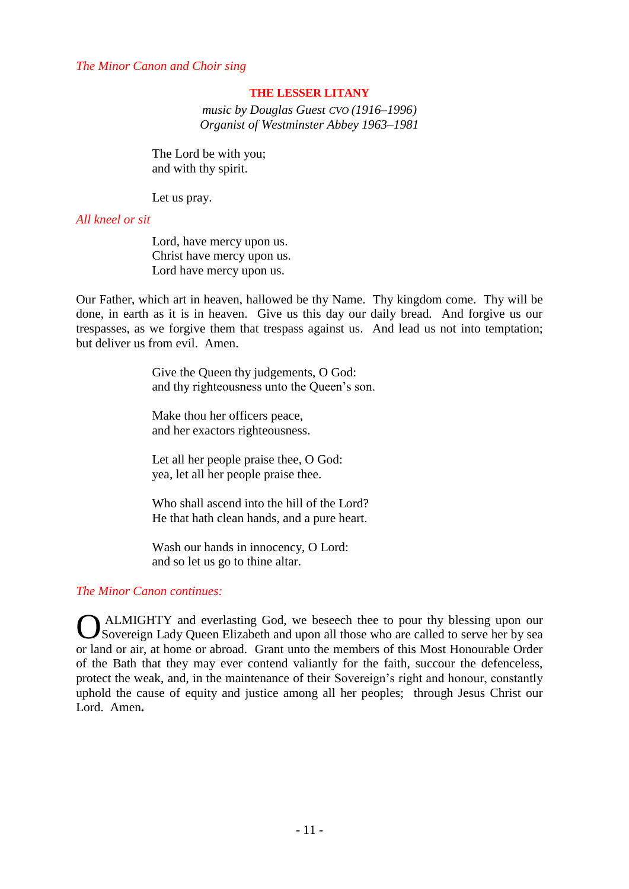*The Minor Canon and Choir sing*

## THE LESSER LITANY

*music by Douglas Guest* CVO *(1916–1996)*
*Organist of Westminster Abbey 1963–1981*

The Lord be with you;
and with thy spirit.

Let us pray.

*All kneel or sit*

Lord, have mercy upon us.
Christ have mercy upon us.
Lord have mercy upon us.

Our Father, which art in heaven, hallowed be thy Name. Thy kingdom come. Thy will be done, in earth as it is in heaven. Give us this day our daily bread. And forgive us our trespasses, as we forgive them that trespass against us. And lead us not into temptation; but deliver us from evil. Amen.

Give the Queen thy judgements, O God:
and thy righteousness unto the Queen's son.

Make thou her officers peace,
and her exactors righteousness.

Let all her people praise thee, O God:
yea, let all her people praise thee.

Who shall ascend into the hill of the Lord?
He that hath clean hands, and a pure heart.

Wash our hands in innocency, O Lord:
and so let us go to thine altar.

*The Minor Canon continues:*

O ALMIGHTY and everlasting God, we beseech thee to pour thy blessing upon our Sovereign Lady Queen Elizabeth and upon all those who are called to serve her by sea or land or air, at home or abroad. Grant unto the members of this Most Honourable Order of the Bath that they may ever contend valiantly for the faith, succour the defenceless, protect the weak, and, in the maintenance of their Sovereign's right and honour, constantly uphold the cause of equity and justice among all her peoples; through Jesus Christ our Lord. Amen**.**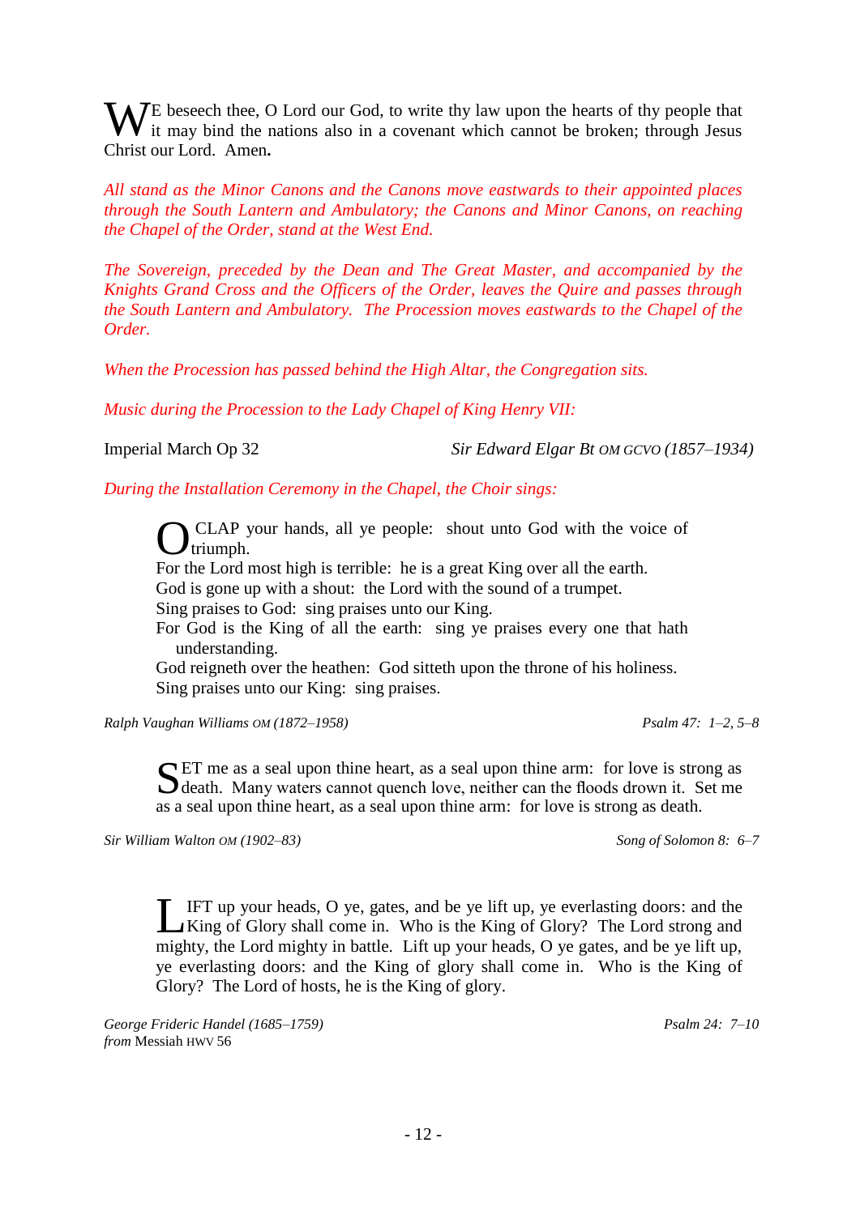WE beseech thee, O Lord our God, to write thy law upon the hearts of thy people that it may bind the nations also in a covenant which cannot be broken; through Jesus Christ our Lord. Amen**.**

*All stand as the Minor Canons and the Canons move eastwards to their appointed places through the South Lantern and Ambulatory; the Canons and Minor Canons, on reaching the Chapel of the Order, stand at the West End.*

*The Sovereign, preceded by the Dean and The Great Master, and accompanied by the Knights Grand Cross and the Officers of the Order, leaves the Quire and passes through the South Lantern and Ambulatory. The Procession moves eastwards to the Chapel of the Order.*

*When the Procession has passed behind the High Altar, the Congregation sits.*

*Music during the Procession to the Lady Chapel of King Henry VII:*

Imperial March Op 32 — *Sir Edward Elgar Bt* OM GCVO *(1857–1934)*

*During the Installation Ceremony in the Chapel, the Choir sings:*

> O CLAP your hands, all ye people: shout unto God with the voice of triumph.
> For the Lord most high is terrible: he is a great King over all the earth.
> God is gone up with a shout: the Lord with the sound of a trumpet.
> Sing praises to God: sing praises unto our King.
> For God is the King of all the earth: sing ye praises every one that hath understanding.
> God reigneth over the heathen: God sitteth upon the throne of his holiness.
> Sing praises unto our King: sing praises.

*Ralph Vaughan Williams* OM *(1872–1958)* — *Psalm 47: 1–2, 5–8*

> SET me as a seal upon thine heart, as a seal upon thine arm: for love is strong as death. Many waters cannot quench love, neither can the floods drown it. Set me as a seal upon thine heart, as a seal upon thine arm: for love is strong as death.

*Sir William Walton* OM *(1902–83)* — *Song of Solomon 8: 6–7*

> LIFT up your heads, O ye, gates, and be ye lift up, ye everlasting doors: and the King of Glory shall come in. Who is the King of Glory? The Lord strong and mighty, the Lord mighty in battle. Lift up your heads, O ye gates, and be ye lift up, ye everlasting doors: and the King of glory shall come in. Who is the King of Glory? The Lord of hosts, he is the King of glory.

*George Frideric Handel (1685–1759)*
*from* Messiah HWV 56 — *Psalm 24: 7–10*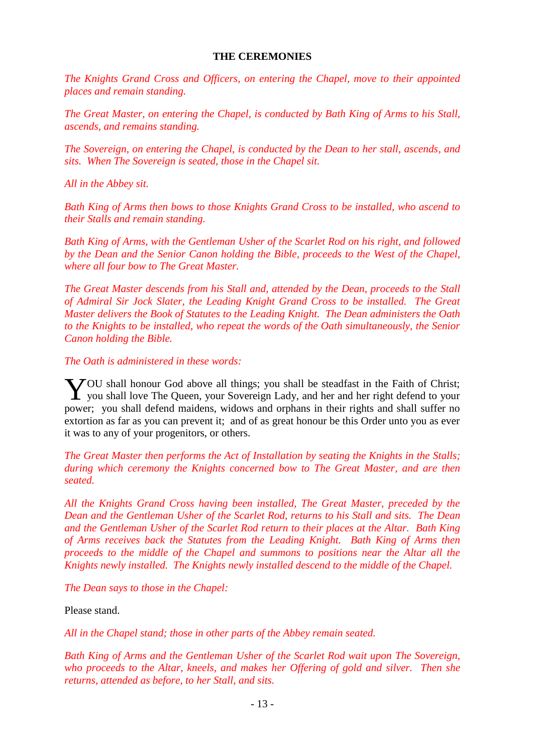**THE CEREMONIES**

*The Knights Grand Cross and Officers, on entering the Chapel, move to their appointed places and remain standing.*

*The Great Master, on entering the Chapel, is conducted by Bath King of Arms to his Stall, ascends, and remains standing.*

*The Sovereign, on entering the Chapel, is conducted by the Dean to her stall, ascends, and sits. When The Sovereign is seated, those in the Chapel sit.*

*All in the Abbey sit.*

*Bath King of Arms then bows to those Knights Grand Cross to be installed, who ascend to their Stalls and remain standing.*

*Bath King of Arms, with the Gentleman Usher of the Scarlet Rod on his right, and followed by the Dean and the Senior Canon holding the Bible, proceeds to the West of the Chapel, where all four bow to The Great Master.*

*The Great Master descends from his Stall and, attended by the Dean, proceeds to the Stall of Admiral Sir Jock Slater, the Leading Knight Grand Cross to be installed. The Great Master delivers the Book of Statutes to the Leading Knight. The Dean administers the Oath to the Knights to be installed, who repeat the words of the Oath simultaneously, the Senior Canon holding the Bible.*

*The Oath is administered in these words:*

YOU shall honour God above all things; you shall be steadfast in the Faith of Christ; you shall love The Queen, your Sovereign Lady, and her and her right defend to your power; you shall defend maidens, widows and orphans in their rights and shall suffer no extortion as far as you can prevent it; and of as great honour be this Order unto you as ever it was to any of your progenitors, or others.

*The Great Master then performs the Act of Installation by seating the Knights in the Stalls; during which ceremony the Knights concerned bow to The Great Master, and are then seated.*

*All the Knights Grand Cross having been installed, The Great Master, preceded by the Dean and the Gentleman Usher of the Scarlet Rod, returns to his Stall and sits. The Dean and the Gentleman Usher of the Scarlet Rod return to their places at the Altar. Bath King of Arms receives back the Statutes from the Leading Knight. Bath King of Arms then proceeds to the middle of the Chapel and summons to positions near the Altar all the Knights newly installed. The Knights newly installed descend to the middle of the Chapel.*

*The Dean says to those in the Chapel:*

Please stand.

*All in the Chapel stand; those in other parts of the Abbey remain seated.*

*Bath King of Arms and the Gentleman Usher of the Scarlet Rod wait upon The Sovereign, who proceeds to the Altar, kneels, and makes her Offering of gold and silver. Then she returns, attended as before, to her Stall, and sits.*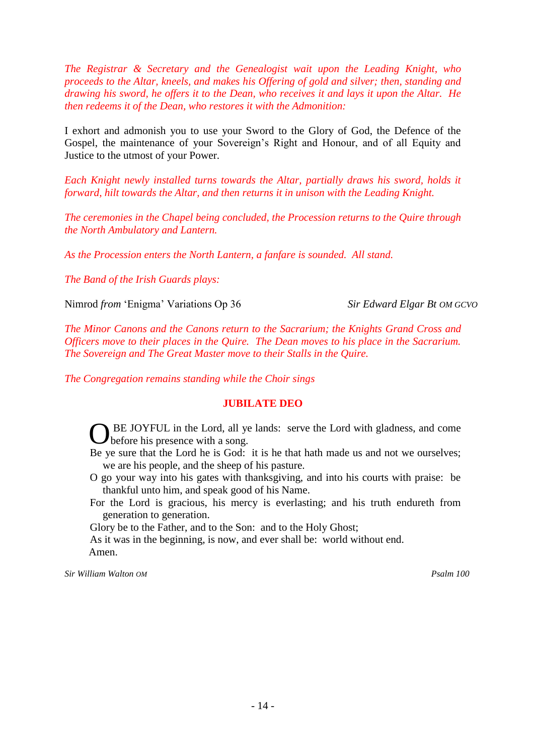*The Registrar & Secretary and the Genealogist wait upon the Leading Knight, who proceeds to the Altar, kneels, and makes his Offering of gold and silver; then, standing and drawing his sword, he offers it to the Dean, who receives it and lays it upon the Altar. He then redeems it of the Dean, who restores it with the Admonition:*

I exhort and admonish you to use your Sword to the Glory of God, the Defence of the Gospel, the maintenance of your Sovereign's Right and Honour, and of all Equity and Justice to the utmost of your Power.

*Each Knight newly installed turns towards the Altar, partially draws his sword, holds it forward, hilt towards the Altar, and then returns it in unison with the Leading Knight.*

*The ceremonies in the Chapel being concluded, the Procession returns to the Quire through the North Ambulatory and Lantern.*

*As the Procession enters the North Lantern, a fanfare is sounded. All stand.*

*The Band of the Irish Guards plays:*

Nimrod *from* 'Enigma' Variations Op 36 — *Sir Edward Elgar Bt* OM GCVO

*The Minor Canons and the Canons return to the Sacrarium; the Knights Grand Cross and Officers move to their places in the Quire. The Dean moves to his place in the Sacrarium. The Sovereign and The Great Master move to their Stalls in the Quire.*

*The Congregation remains standing while the Choir sings*

## JUBILATE DEO

O BE JOYFUL in the Lord, all ye lands: serve the Lord with gladness, and come before his presence with a song.

Be ye sure that the Lord he is God: it is he that hath made us and not we ourselves; we are his people, and the sheep of his pasture.

O go your way into his gates with thanksgiving, and into his courts with praise: be thankful unto him, and speak good of his Name.

For the Lord is gracious, his mercy is everlasting; and his truth endureth from generation to generation.

Glory be to the Father, and to the Son: and to the Holy Ghost;

As it was in the beginning, is now, and ever shall be: world without end.

Amen.

*Sir William Walton* OM — *Psalm 100*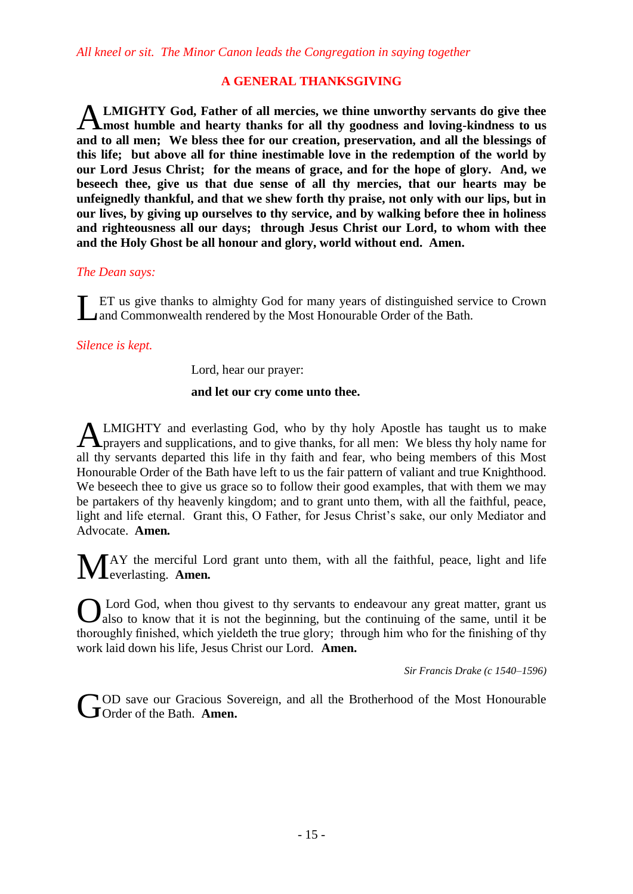*All kneel or sit. The Minor Canon leads the Congregation in saying together*

## A GENERAL THANKSGIVING

**ALMIGHTY God, Father of all mercies, we thine unworthy servants do give thee most humble and hearty thanks for all thy goodness and loving-kindness to us and to all men; We bless thee for our creation, preservation, and all the blessings of this life; but above all for thine inestimable love in the redemption of the world by our Lord Jesus Christ; for the means of grace, and for the hope of glory. And, we beseech thee, give us that due sense of all thy mercies, that our hearts may be unfeignedly thankful, and that we shew forth thy praise, not only with our lips, but in our lives, by giving up ourselves to thy service, and by walking before thee in holiness and righteousness all our days; through Jesus Christ our Lord, to whom with thee and the Holy Ghost be all honour and glory, world without end. Amen.**

*The Dean says:*

LET us give thanks to almighty God for many years of distinguished service to Crown and Commonwealth rendered by the Most Honourable Order of the Bath.

*Silence is kept.*

Lord, hear our prayer:

**and let our cry come unto thee.**

ALMIGHTY and everlasting God, who by thy holy Apostle has taught us to make prayers and supplications, and to give thanks, for all men: We bless thy holy name for all thy servants departed this life in thy faith and fear, who being members of this Most Honourable Order of the Bath have left to us the fair pattern of valiant and true Knighthood. We beseech thee to give us grace so to follow their good examples, that with them we may be partakers of thy heavenly kingdom; and to grant unto them, with all the faithful, peace, light and life eternal. Grant this, O Father, for Jesus Christ's sake, our only Mediator and Advocate. **Amen.**

MAY the merciful Lord grant unto them, with all the faithful, peace, light and life everlasting. **Amen.**

O Lord God, when thou givest to thy servants to endeavour any great matter, grant us also to know that it is not the beginning, but the continuing of the same, until it be thoroughly finished, which yieldeth the true glory; through him who for the finishing of thy work laid down his life, Jesus Christ our Lord. **Amen.**

*Sir Francis Drake (c 1540–1596)*

GOD save our Gracious Sovereign, and all the Brotherhood of the Most Honourable Order of the Bath. **Amen.**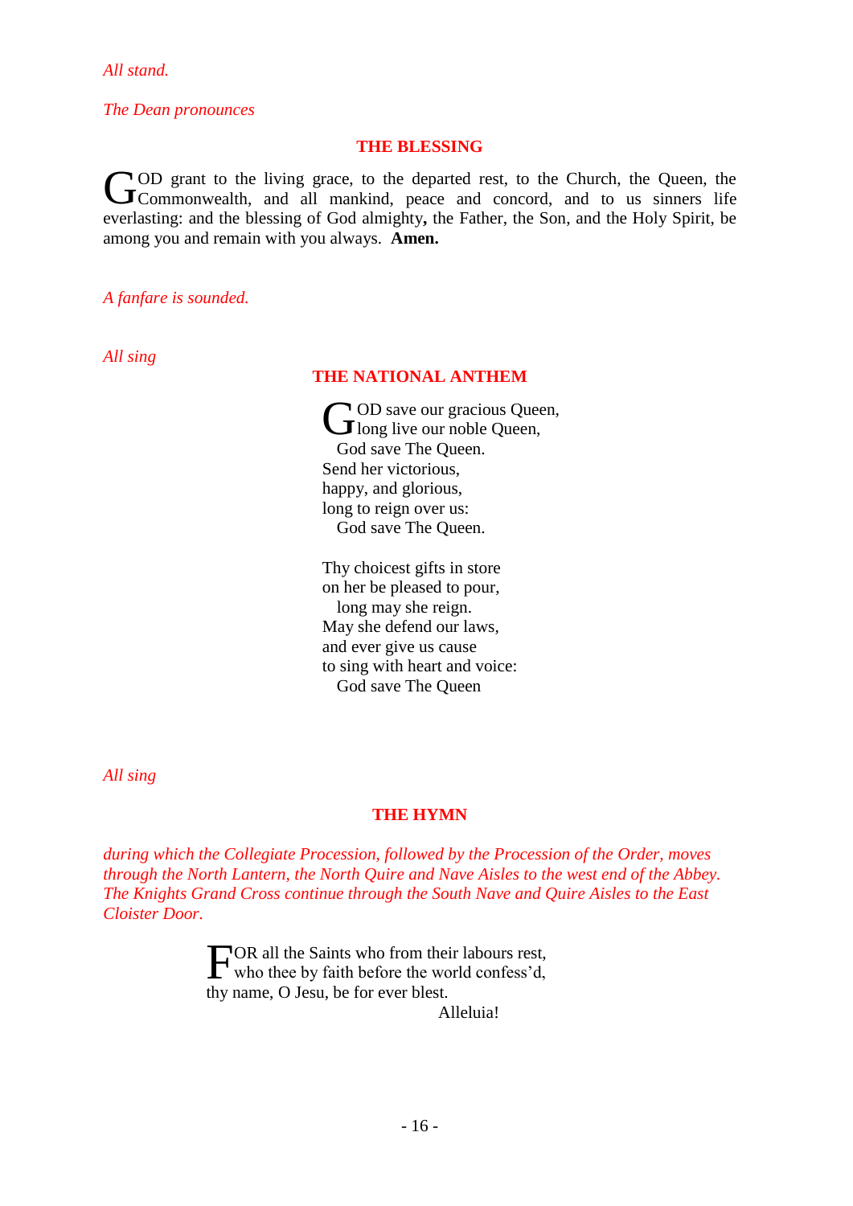*All stand.*

*The Dean pronounces*

## THE BLESSING

GOD grant to the living grace, to the departed rest, to the Church, the Queen, the Commonwealth, and all mankind, peace and concord, and to us sinners life everlasting: and the blessing of God almighty**,** the Father, the Son, and the Holy Spirit, be among you and remain with you always. **Amen.**

*A fanfare is sounded.*

*All sing*

## THE NATIONAL ANTHEM

GOD save our gracious Queen,  
long live our noble Queen,  
  God save The Queen.  
Send her victorious,  
happy, and glorious,  
long to reign over us:  
  God save The Queen.

Thy choicest gifts in store  
on her be pleased to pour,  
  long may she reign.  
May she defend our laws,  
and ever give us cause  
to sing with heart and voice:  
  God save The Queen

*All sing*

## THE HYMN

*during which the Collegiate Procession, followed by the Procession of the Order, moves through the North Lantern, the North Quire and Nave Aisles to the west end of the Abbey. The Knights Grand Cross continue through the South Nave and Quire Aisles to the East Cloister Door.*

FOR all the Saints who from their labours rest,  
who thee by faith before the world confess'd,  
thy name, O Jesu, be for ever blest.  
            Alleluia!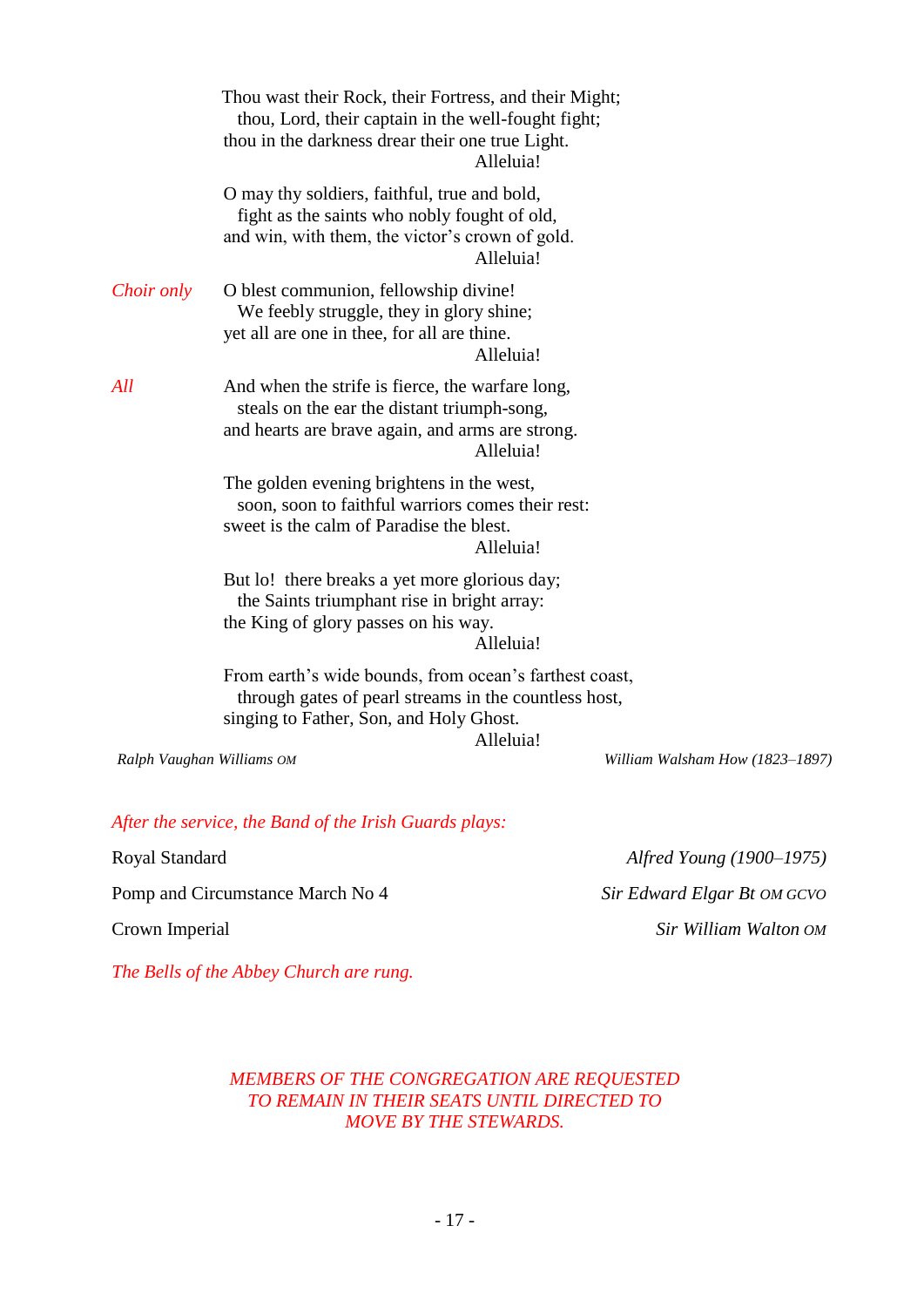Thou wast their Rock, their Fortress, and their Might;
  thou, Lord, their captain in the well-fought fight;
thou in the darkness drear their one true Light.
      Alleluia!

O may thy soldiers, faithful, true and bold,
  fight as the saints who nobly fought of old,
and win, with them, the victor's crown of gold.
      Alleluia!

*Choir only*

O blest communion, fellowship divine!
  We feebly struggle, they in glory shine;
yet all are one in thee, for all are thine.
      Alleluia!

*All*

And when the strife is fierce, the warfare long,
  steals on the ear the distant triumph-song,
and hearts are brave again, and arms are strong.
      Alleluia!

The golden evening brightens in the west,
  soon, soon to faithful warriors comes their rest:
sweet is the calm of Paradise the blest.
      Alleluia!

But lo! there breaks a yet more glorious day;
  the Saints triumphant rise in bright array:
the King of glory passes on his way.
      Alleluia!

From earth's wide bounds, from ocean's farthest coast,
  through gates of pearl streams in the countless host,
singing to Father, Son, and Holy Ghost.
      Alleluia!

*Ralph Vaughan Williams* OM — *William Walsham How (1823–1897)*

*After the service, the Band of the Irish Guards plays:*

Royal Standard — *Alfred Young (1900–1975)*

Pomp and Circumstance March No 4 — *Sir Edward Elgar Bt* OM GCVO

Crown Imperial — *Sir William Walton* OM

*The Bells of the Abbey Church are rung.*

*MEMBERS OF THE CONGREGATION ARE REQUESTED TO REMAIN IN THEIR SEATS UNTIL DIRECTED TO MOVE BY THE STEWARDS.*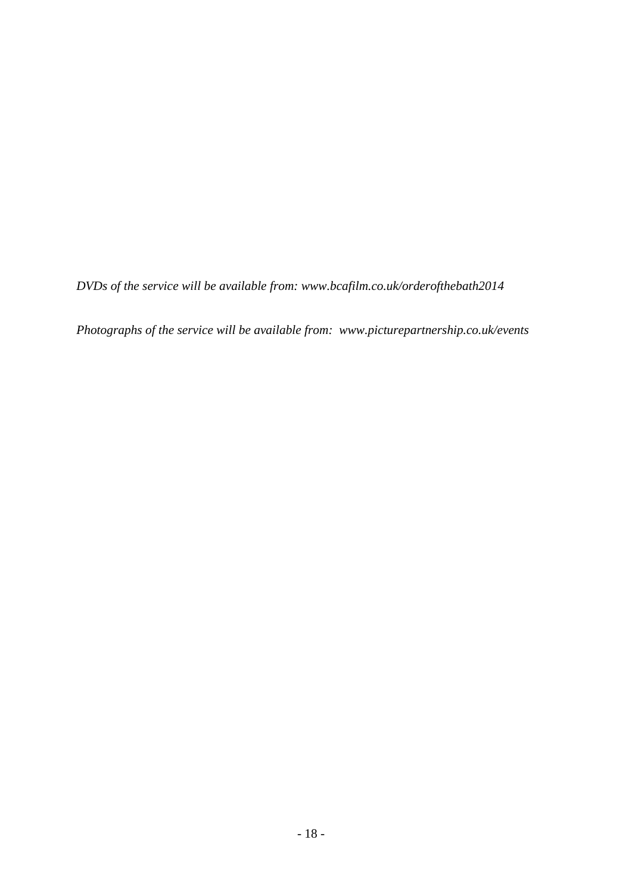*DVDs of the service will be available from: www.bcafilm.co.uk/orderofthebath2014*

*Photographs of the service will be available from: www.picturepartnership.co.uk/events*